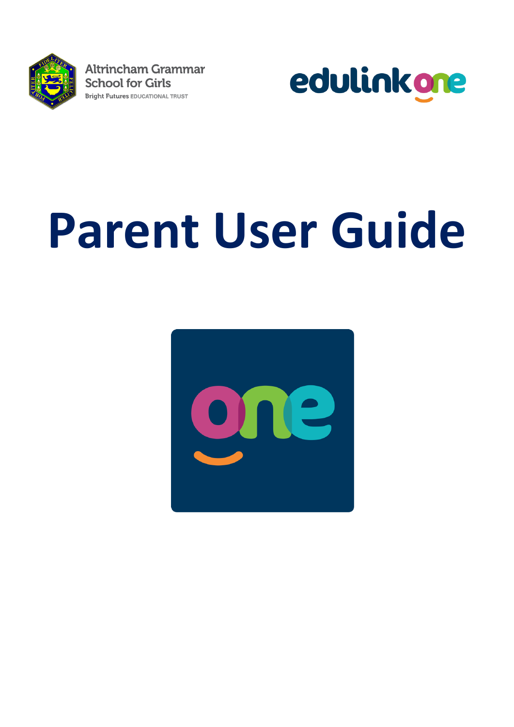Altrincham Grammar School for Girls

Bright Futures EDUCATIONAL TRUST

edulink one

# Parent User Guide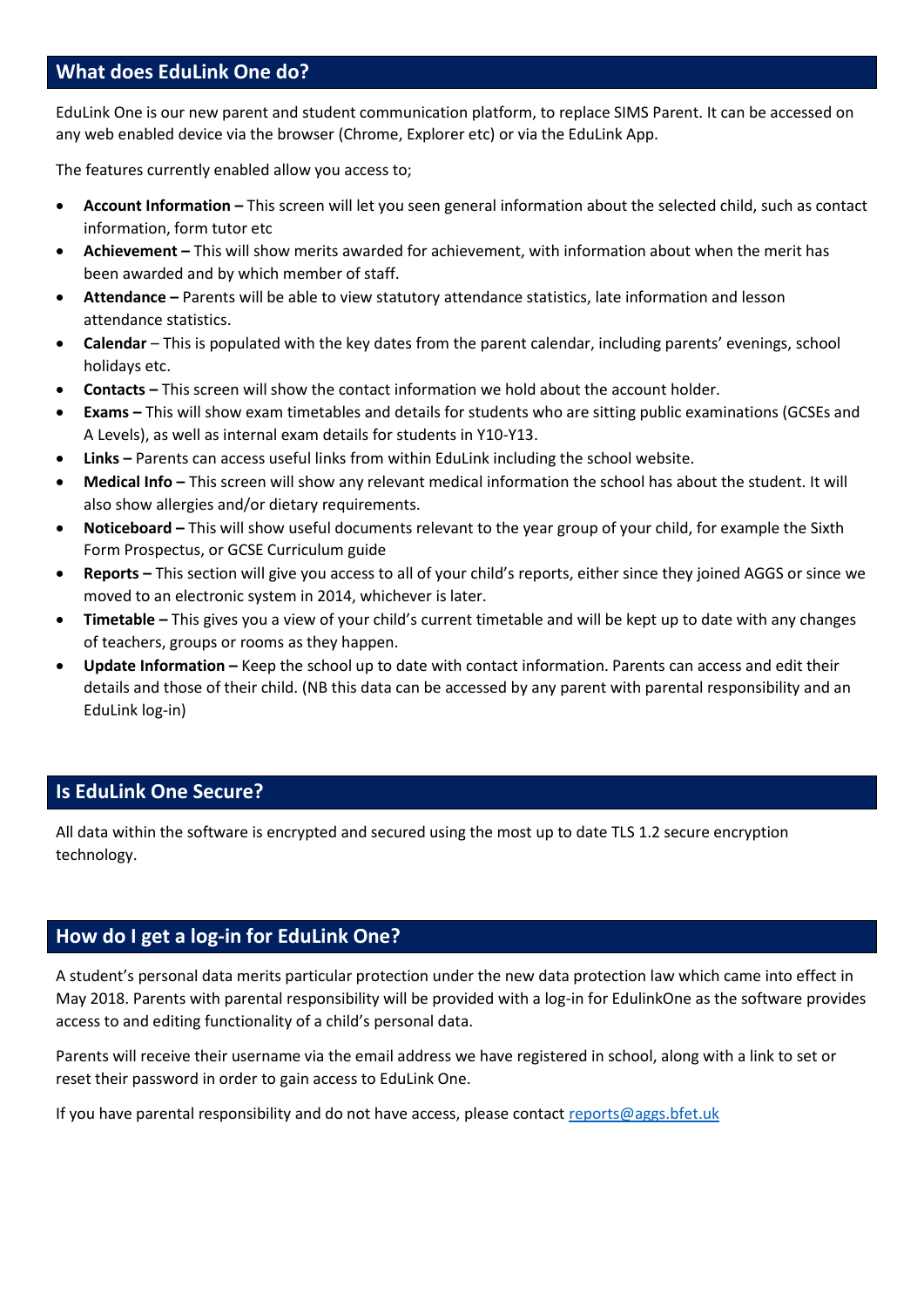## What does EduLink One do?

EduLink One is our new parent and student communication platform, to replace SIMS Parent. It can be accessed on any web enabled device via the browser (Chrome, Explorer etc) or via the EduLink App.

The features currently enabled allow you access to;

- **Account Information –** This screen will let you seen general information about the selected child, such as contact information, form tutor etc
- **Achievement –** This will show merits awarded for achievement, with information about when the merit has been awarded and by which member of staff.
- **Attendance –** Parents will be able to view statutory attendance statistics, late information and lesson attendance statistics.
- **Calendar** – This is populated with the key dates from the parent calendar, including parents' evenings, school holidays etc.
- **Contacts –** This screen will show the contact information we hold about the account holder.
- **Exams –** This will show exam timetables and details for students who are sitting public examinations (GCSEs and A Levels), as well as internal exam details for students in Y10-Y13.
- **Links –** Parents can access useful links from within EduLink including the school website.
- **Medical Info –** This screen will show any relevant medical information the school has about the student. It will also show allergies and/or dietary requirements.
- **Noticeboard –** This will show useful documents relevant to the year group of your child, for example the Sixth Form Prospectus, or GCSE Curriculum guide
- **Reports –** This section will give you access to all of your child's reports, either since they joined AGGS or since we moved to an electronic system in 2014, whichever is later.
- **Timetable –** This gives you a view of your child's current timetable and will be kept up to date with any changes of teachers, groups or rooms as they happen.
- **Update Information –** Keep the school up to date with contact information. Parents can access and edit their details and those of their child. (NB this data can be accessed by any parent with parental responsibility and an EduLink log-in)

## Is EduLink One Secure?

All data within the software is encrypted and secured using the most up to date TLS 1.2 secure encryption technology.

## How do I get a log-in for EduLink One?

A student's personal data merits particular protection under the new data protection law which came into effect in May 2018. Parents with parental responsibility will be provided with a log-in for EdulinkOne as the software provides access to and editing functionality of a child's personal data.

Parents will receive their username via the email address we have registered in school, along with a link to set or reset their password in order to gain access to EduLink One.

If you have parental responsibility and do not have access, please contact reports@aggs.bfet.uk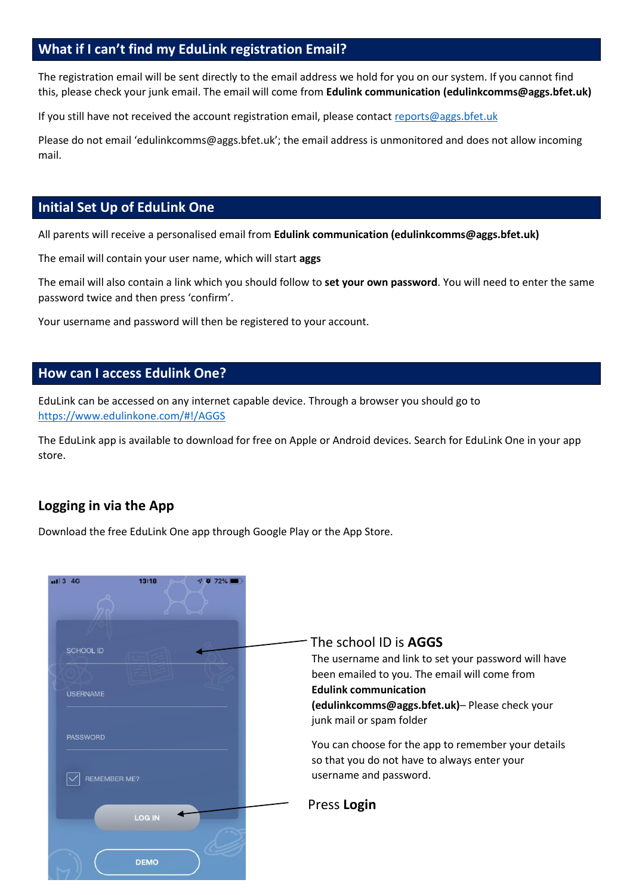## What if I can't find my EduLink registration Email?

The registration email will be sent directly to the email address we hold for you on our system. If you cannot find this, please check your junk email. The email will come from **Edulink communication (edulinkcomms@aggs.bfet.uk)**

If you still have not received the account registration email, please contact reports@aggs.bfet.uk

Please do not email 'edulinkcomms@aggs.bfet.uk'; the email address is unmonitored and does not allow incoming mail.

## Initial Set Up of EduLink One

All parents will receive a personalised email from **Edulink communication (edulinkcomms@aggs.bfet.uk)**

The email will contain your user name, which will start **aggs**

The email will also contain a link which you should follow to **set your own password**. You will need to enter the same password twice and then press 'confirm'.

Your username and password will then be registered to your account.

## How can I access Edulink One?

EduLink can be accessed on any internet capable device. Through a browser you should go to https://www.edulinkone.com/#!/AGGS

The EduLink app is available to download for free on Apple or Android devices. Search for EduLink One in your app store.

### Logging in via the App

Download the free EduLink One app through Google Play or the App Store.

The school ID is **AGGS**

The username and link to set your password will have been emailed to you. The email will come from **Edulink communication (edulinkcomms@aggs.bfet.uk)**– Please check your junk mail or spam folder

You can choose for the app to remember your details so that you do not have to always enter your username and password.

Press **Login**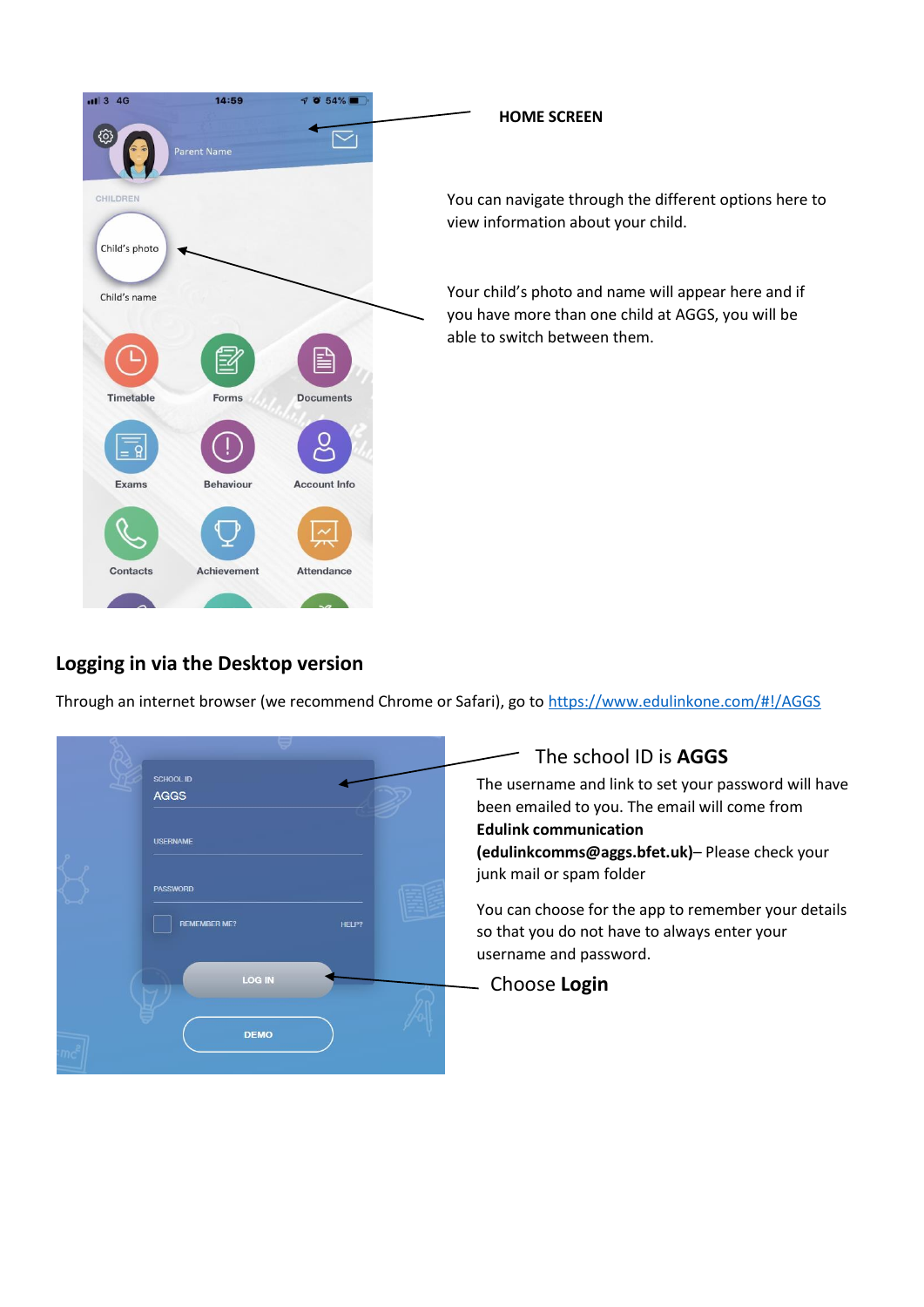**HOME SCREEN**

You can navigate through the different options here to view information about your child.

Your child's photo and name will appear here and if you have more than one child at AGGS, you will be able to switch between them.

## Logging in via the Desktop version

Through an internet browser (we recommend Chrome or Safari), go to https://www.edulinkone.com/#!/AGGS

The school ID is **AGGS**

The username and link to set your password will have been emailed to you. The email will come from **Edulink communication (edulinkcomms@aggs.bfet.uk)**– Please check your junk mail or spam folder

You can choose for the app to remember your details so that you do not have to always enter your username and password.

Choose **Login**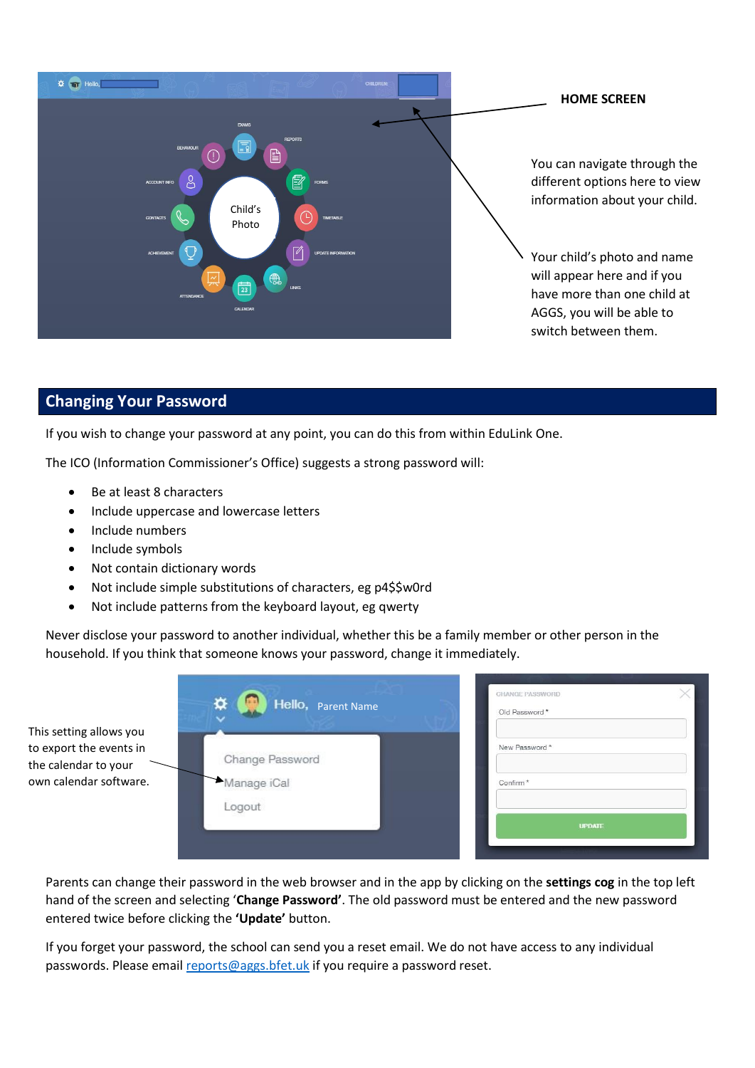**HOME SCREEN**

You can navigate through the different options here to view information about your child.

Your child's photo and name will appear here and if you have more than one child at AGGS, you will be able to switch between them.

## Changing Your Password

If you wish to change your password at any point, you can do this from within EduLink One.

The ICO (Information Commissioner's Office) suggests a strong password will:

- Be at least 8 characters
- Include uppercase and lowercase letters
- Include numbers
- Include symbols
- Not contain dictionary words
- Not include simple substitutions of characters, eg p4$$w0rd
- Not include patterns from the keyboard layout, eg qwerty

Never disclose your password to another individual, whether this be a family member or other person in the household. If you think that someone knows your password, change it immediately.

This setting allows you to export the events in the calendar to your own calendar software.

Parents can change their password in the web browser and in the app by clicking on the **settings cog** in the top left hand of the screen and selecting '**Change Password'**. The old password must be entered and the new password entered twice before clicking the **'Update'** button.

If you forget your password, the school can send you a reset email. We do not have access to any individual passwords. Please email reports@aggs.bfet.uk if you require a password reset.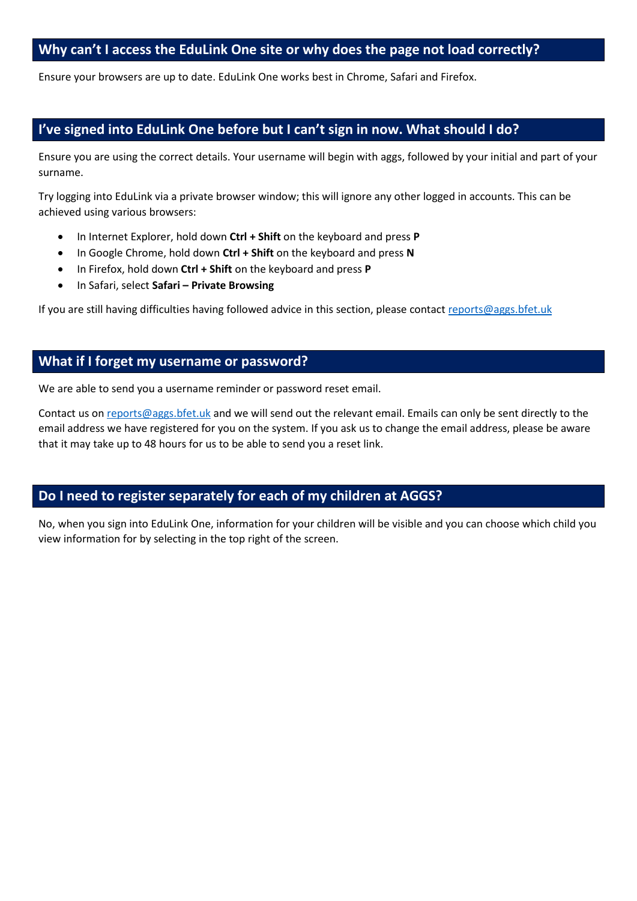## Why can't I access the EduLink One site or why does the page not load correctly?

Ensure your browsers are up to date. EduLink One works best in Chrome, Safari and Firefox.

## I've signed into EduLink One before but I can't sign in now. What should I do?

Ensure you are using the correct details. Your username will begin with aggs, followed by your initial and part of your surname.

Try logging into EduLink via a private browser window; this will ignore any other logged in accounts. This can be achieved using various browsers:

- In Internet Explorer, hold down **Ctrl + Shift** on the keyboard and press **P**
- In Google Chrome, hold down **Ctrl + Shift** on the keyboard and press **N**
- In Firefox, hold down **Ctrl + Shift** on the keyboard and press **P**
- In Safari, select **Safari – Private Browsing**

If you are still having difficulties having followed advice in this section, please contact reports@aggs.bfet.uk

## What if I forget my username or password?

We are able to send you a username reminder or password reset email.

Contact us on reports@aggs.bfet.uk and we will send out the relevant email. Emails can only be sent directly to the email address we have registered for you on the system. If you ask us to change the email address, please be aware that it may take up to 48 hours for us to be able to send you a reset link.

## Do I need to register separately for each of my children at AGGS?

No, when you sign into EduLink One, information for your children will be visible and you can choose which child you view information for by selecting in the top right of the screen.